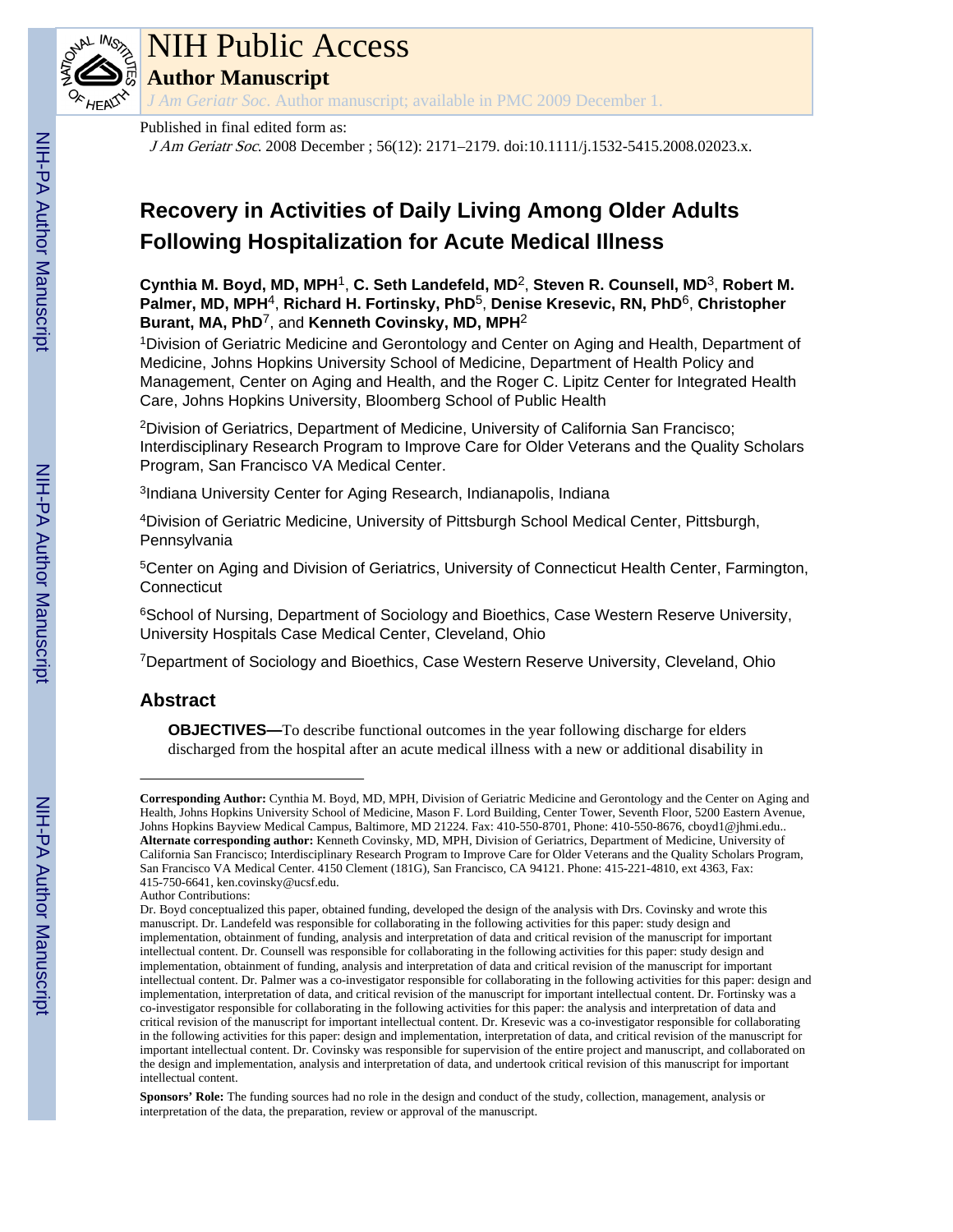# NIH Public Access

## Author Manuscript

*J Am Geriatr Soc*. Author manuscript; available in PMC 2009 December 1.

Published in final edited form as:

*J Am Geriatr Soc*. 2008 December ; 56(12): 2171–2179. doi:10.1111/j.1532-5415.2008.02023.x.

# Recovery in Activities of Daily Living Among Older Adults Following Hospitalization for Acute Medical Illness

**Cynthia M. Boyd, MD, MPH**[1], **C. Seth Landefeld, MD**[2], **Steven R. Counsell, MD**[3], **Robert M. Palmer, MD, MPH**[4], **Richard H. Fortinsky, PhD**[5], **Denise Kresevic, RN, PhD**[6], **Christopher Burant, MA, PhD**[7], and **Kenneth Covinsky, MD, MPH**[2]

[1]Division of Geriatric Medicine and Gerontology and Center on Aging and Health, Department of Medicine, Johns Hopkins University School of Medicine, Department of Health Policy and Management, Center on Aging and Health, and the Roger C. Lipitz Center for Integrated Health Care, Johns Hopkins University, Bloomberg School of Public Health

[2]Division of Geriatrics, Department of Medicine, University of California San Francisco; Interdisciplinary Research Program to Improve Care for Older Veterans and the Quality Scholars Program, San Francisco VA Medical Center.

[3]Indiana University Center for Aging Research, Indianapolis, Indiana

[4]Division of Geriatric Medicine, University of Pittsburgh School Medical Center, Pittsburgh, Pennsylvania

[5]Center on Aging and Division of Geriatrics, University of Connecticut Health Center, Farmington, Connecticut

[6]School of Nursing, Department of Sociology and Bioethics, Case Western Reserve University, University Hospitals Case Medical Center, Cleveland, Ohio

[7]Department of Sociology and Bioethics, Case Western Reserve University, Cleveland, Ohio

## Abstract

**OBJECTIVES—**To describe functional outcomes in the year following discharge for elders discharged from the hospital after an acute medical illness with a new or additional disability in

---

**Corresponding Author:** Cynthia M. Boyd, MD, MPH, Division of Geriatric Medicine and Gerontology and the Center on Aging and Health, Johns Hopkins University School of Medicine, Mason F. Lord Building, Center Tower, Seventh Floor, 5200 Eastern Avenue, Johns Hopkins Bayview Medical Campus, Baltimore, MD 21224. Fax: 410-550-8701, Phone: 410-550-8676, cboyd1@jhmi.edu..

**Alternate corresponding author:** Kenneth Covinsky, MD, MPH, Division of Geriatrics, Department of Medicine, University of California San Francisco; Interdisciplinary Research Program to Improve Care for Older Veterans and the Quality Scholars Program, San Francisco VA Medical Center. 4150 Clement (181G), San Francisco, CA 94121. Phone: 415-221-4810, ext 4363, Fax: 415-750-6641, ken.covinsky@ucsf.edu.

Author Contributions:

Dr. Boyd conceptualized this paper, obtained funding, developed the design of the analysis with Drs. Covinsky and wrote this manuscript. Dr. Landefeld was responsible for collaborating in the following activities for this paper: study design and implementation, obtainment of funding, analysis and interpretation of data and critical revision of the manuscript for important intellectual content. Dr. Counsell was responsible for collaborating in the following activities for this paper: study design and implementation, obtainment of funding, analysis and interpretation of data and critical revision of the manuscript for important intellectual content. Dr. Palmer was a co-investigator responsible for collaborating in the following activities for this paper: design and implementation, interpretation of data, and critical revision of the manuscript for important intellectual content. Dr. Fortinsky was a co-investigator responsible for collaborating in the following activities for this paper: the analysis and interpretation of data and critical revision of the manuscript for important intellectual content. Dr. Kresevic was a co-investigator responsible for collaborating in the following activities for this paper: design and implementation, interpretation of data, and critical revision of the manuscript for important intellectual content. Dr. Covinsky was responsible for supervision of the entire project and manuscript, and collaborated on the design and implementation, analysis and interpretation of data, and undertook critical revision of this manuscript for important intellectual content.

**Sponsors' Role:** The funding sources had no role in the design and conduct of the study, collection, management, analysis or interpretation of the data, the preparation, review or approval of the manuscript.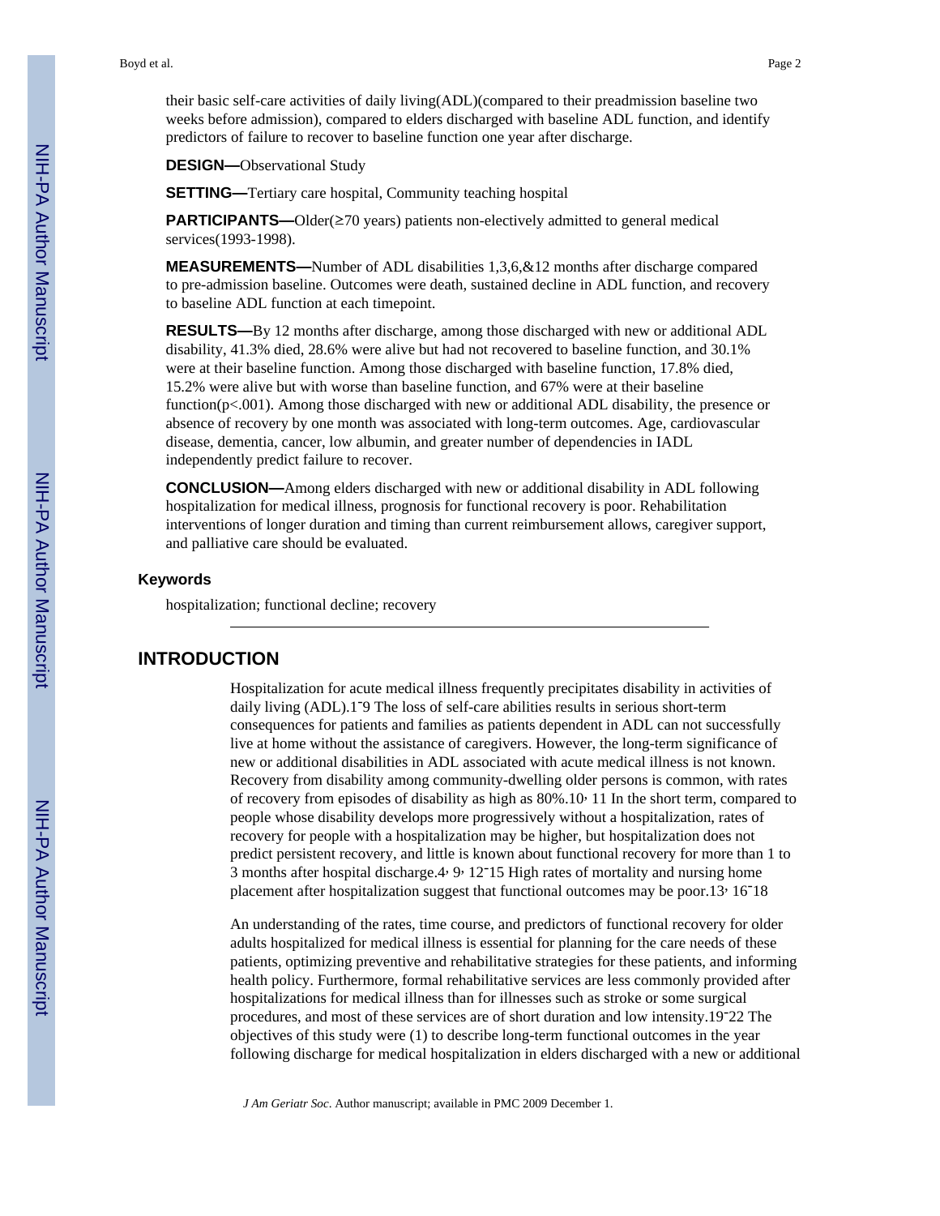their basic self-care activities of daily living(ADL)(compared to their preadmission baseline two weeks before admission), compared to elders discharged with baseline ADL function, and identify predictors of failure to recover to baseline function one year after discharge.

**DESIGN—**Observational Study

**SETTING—**Tertiary care hospital, Community teaching hospital

**PARTICIPANTS—**Older(≥70 years) patients non-electively admitted to general medical services(1993-1998).

**MEASUREMENTS—**Number of ADL disabilities 1,3,6,&12 months after discharge compared to pre-admission baseline. Outcomes were death, sustained decline in ADL function, and recovery to baseline ADL function at each timepoint.

**RESULTS—**By 12 months after discharge, among those discharged with new or additional ADL disability, 41.3% died, 28.6% were alive but had not recovered to baseline function, and 30.1% were at their baseline function. Among those discharged with baseline function, 17.8% died, 15.2% were alive but with worse than baseline function, and 67% were at their baseline function($p<.001$). Among those discharged with new or additional ADL disability, the presence or absence of recovery by one month was associated with long-term outcomes. Age, cardiovascular disease, dementia, cancer, low albumin, and greater number of dependencies in IADL independently predict failure to recover.

**CONCLUSION—**Among elders discharged with new or additional disability in ADL following hospitalization for medical illness, prognosis for functional recovery is poor. Rehabilitation interventions of longer duration and timing than current reimbursement allows, caregiver support, and palliative care should be evaluated.

### Keywords

hospitalization; functional decline; recovery

## INTRODUCTION

Hospitalization for acute medical illness frequently precipitates disability in activities of daily living (ADL).[1–9] The loss of self-care abilities results in serious short-term consequences for patients and families as patients dependent in ADL can not successfully live at home without the assistance of caregivers. However, the long-term significance of new or additional disabilities in ADL associated with acute medical illness is not known. Recovery from disability among community-dwelling older persons is common, with rates of recovery from episodes of disability as high as 80%.[10,11] In the short term, compared to people whose disability develops more progressively without a hospitalization, rates of recovery for people with a hospitalization may be higher, but hospitalization does not predict persistent recovery, and little is known about functional recovery for more than 1 to 3 months after hospital discharge.[4,9,12–15] High rates of mortality and nursing home placement after hospitalization suggest that functional outcomes may be poor.[13,16–18]

An understanding of the rates, time course, and predictors of functional recovery for older adults hospitalized for medical illness is essential for planning for the care needs of these patients, optimizing preventive and rehabilitative strategies for these patients, and informing health policy. Furthermore, formal rehabilitative services are less commonly provided after hospitalizations for medical illness than for illnesses such as stroke or some surgical procedures, and most of these services are of short duration and low intensity.[19–22] The objectives of this study were (1) to describe long-term functional outcomes in the year following discharge for medical hospitalization in elders discharged with a new or additional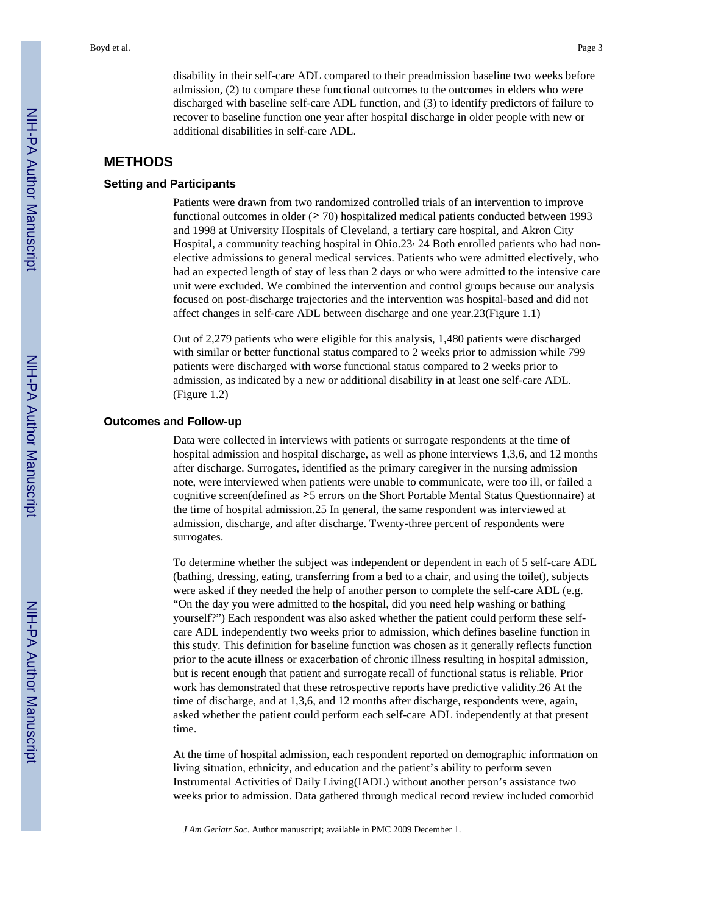disability in their self-care ADL compared to their preadmission baseline two weeks before admission, (2) to compare these functional outcomes to the outcomes in elders who were discharged with baseline self-care ADL function, and (3) to identify predictors of failure to recover to baseline function one year after hospital discharge in older people with new or additional disabilities in self-care ADL.

## METHODS

### Setting and Participants

Patients were drawn from two randomized controlled trials of an intervention to improve functional outcomes in older (≥ 70) hospitalized medical patients conducted between 1993 and 1998 at University Hospitals of Cleveland, a tertiary care hospital, and Akron City Hospital, a community teaching hospital in Ohio.[23, 24] Both enrolled patients who had non-elective admissions to general medical services. Patients who were admitted electively, who had an expected length of stay of less than 2 days or who were admitted to the intensive care unit were excluded. We combined the intervention and control groups because our analysis focused on post-discharge trajectories and the intervention was hospital-based and did not affect changes in self-care ADL between discharge and one year.[23](Figure 1.1)

Out of 2,279 patients who were eligible for this analysis, 1,480 patients were discharged with similar or better functional status compared to 2 weeks prior to admission while 799 patients were discharged with worse functional status compared to 2 weeks prior to admission, as indicated by a new or additional disability in at least one self-care ADL. (Figure 1.2)

### Outcomes and Follow-up

Data were collected in interviews with patients or surrogate respondents at the time of hospital admission and hospital discharge, as well as phone interviews 1,3,6, and 12 months after discharge. Surrogates, identified as the primary caregiver in the nursing admission note, were interviewed when patients were unable to communicate, were too ill, or failed a cognitive screen(defined as ≥5 errors on the Short Portable Mental Status Questionnaire) at the time of hospital admission.[25] In general, the same respondent was interviewed at admission, discharge, and after discharge. Twenty-three percent of respondents were surrogates.

To determine whether the subject was independent or dependent in each of 5 self-care ADL (bathing, dressing, eating, transferring from a bed to a chair, and using the toilet), subjects were asked if they needed the help of another person to complete the self-care ADL (e.g. "On the day you were admitted to the hospital, did you need help washing or bathing yourself?") Each respondent was also asked whether the patient could perform these self-care ADL independently two weeks prior to admission, which defines baseline function in this study. This definition for baseline function was chosen as it generally reflects function prior to the acute illness or exacerbation of chronic illness resulting in hospital admission, but is recent enough that patient and surrogate recall of functional status is reliable. Prior work has demonstrated that these retrospective reports have predictive validity.[26] At the time of discharge, and at 1,3,6, and 12 months after discharge, respondents were, again, asked whether the patient could perform each self-care ADL independently at that present time.

At the time of hospital admission, each respondent reported on demographic information on living situation, ethnicity, and education and the patient's ability to perform seven Instrumental Activities of Daily Living(IADL) without another person's assistance two weeks prior to admission. Data gathered through medical record review included comorbid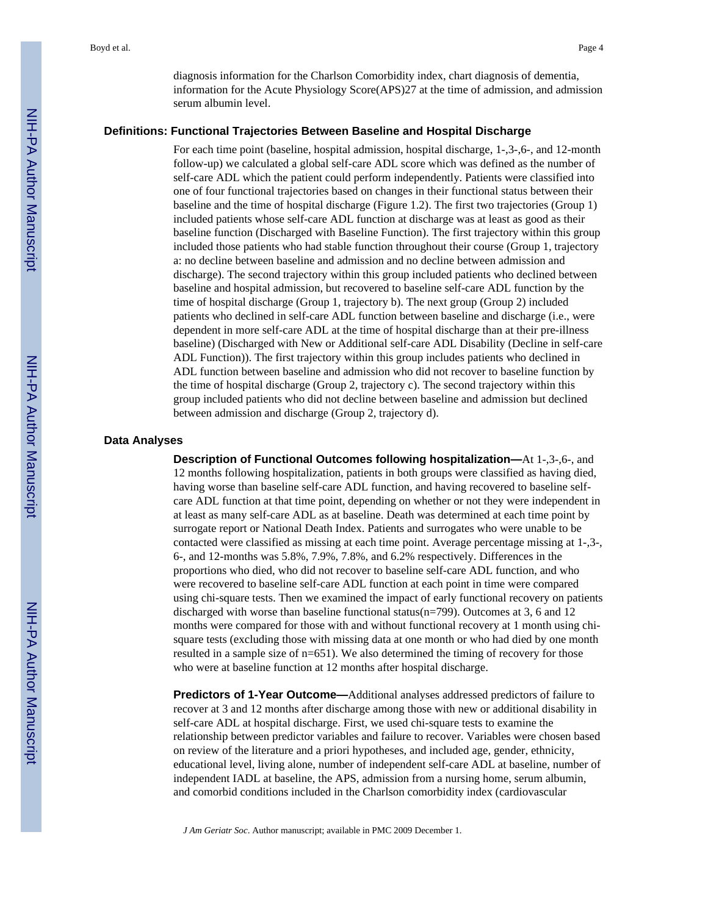diagnosis information for the Charlson Comorbidity index, chart diagnosis of dementia, information for the Acute Physiology Score(APS)27 at the time of admission, and admission serum albumin level.

### Definitions: Functional Trajectories Between Baseline and Hospital Discharge

For each time point (baseline, hospital admission, hospital discharge, 1-,3-,6-, and 12-month follow-up) we calculated a global self-care ADL score which was defined as the number of self-care ADL which the patient could perform independently. Patients were classified into one of four functional trajectories based on changes in their functional status between their baseline and the time of hospital discharge (Figure 1.2). The first two trajectories (Group 1) included patients whose self-care ADL function at discharge was at least as good as their baseline function (Discharged with Baseline Function). The first trajectory within this group included those patients who had stable function throughout their course (Group 1, trajectory a: no decline between baseline and admission and no decline between admission and discharge). The second trajectory within this group included patients who declined between baseline and hospital admission, but recovered to baseline self-care ADL function by the time of hospital discharge (Group 1, trajectory b). The next group (Group 2) included patients who declined in self-care ADL function between baseline and discharge (i.e., were dependent in more self-care ADL at the time of hospital discharge than at their pre-illness baseline) (Discharged with New or Additional self-care ADL Disability (Decline in self-care ADL Function)). The first trajectory within this group includes patients who declined in ADL function between baseline and admission who did not recover to baseline function by the time of hospital discharge (Group 2, trajectory c). The second trajectory within this group included patients who did not decline between baseline and admission but declined between admission and discharge (Group 2, trajectory d).

### Data Analyses

**Description of Functional Outcomes following hospitalization—**At 1-,3-,6-, and 12 months following hospitalization, patients in both groups were classified as having died, having worse than baseline self-care ADL function, and having recovered to baseline self-care ADL function at that time point, depending on whether or not they were independent in at least as many self-care ADL as at baseline. Death was determined at each time point by surrogate report or National Death Index. Patients and surrogates who were unable to be contacted were classified as missing at each time point. Average percentage missing at 1-,3-, 6-, and 12-months was 5.8%, 7.9%, 7.8%, and 6.2% respectively. Differences in the proportions who died, who did not recover to baseline self-care ADL function, and who were recovered to baseline self-care ADL function at each point in time were compared using chi-square tests. Then we examined the impact of early functional recovery on patients discharged with worse than baseline functional status(n=799). Outcomes at 3, 6 and 12 months were compared for those with and without functional recovery at 1 month using chi-square tests (excluding those with missing data at one month or who had died by one month resulted in a sample size of n=651). We also determined the timing of recovery for those who were at baseline function at 12 months after hospital discharge.

**Predictors of 1-Year Outcome—**Additional analyses addressed predictors of failure to recover at 3 and 12 months after discharge among those with new or additional disability in self-care ADL at hospital discharge. First, we used chi-square tests to examine the relationship between predictor variables and failure to recover. Variables were chosen based on review of the literature and a priori hypotheses, and included age, gender, ethnicity, educational level, living alone, number of independent self-care ADL at baseline, number of independent IADL at baseline, the APS, admission from a nursing home, serum albumin, and comorbid conditions included in the Charlson comorbidity index (cardiovascular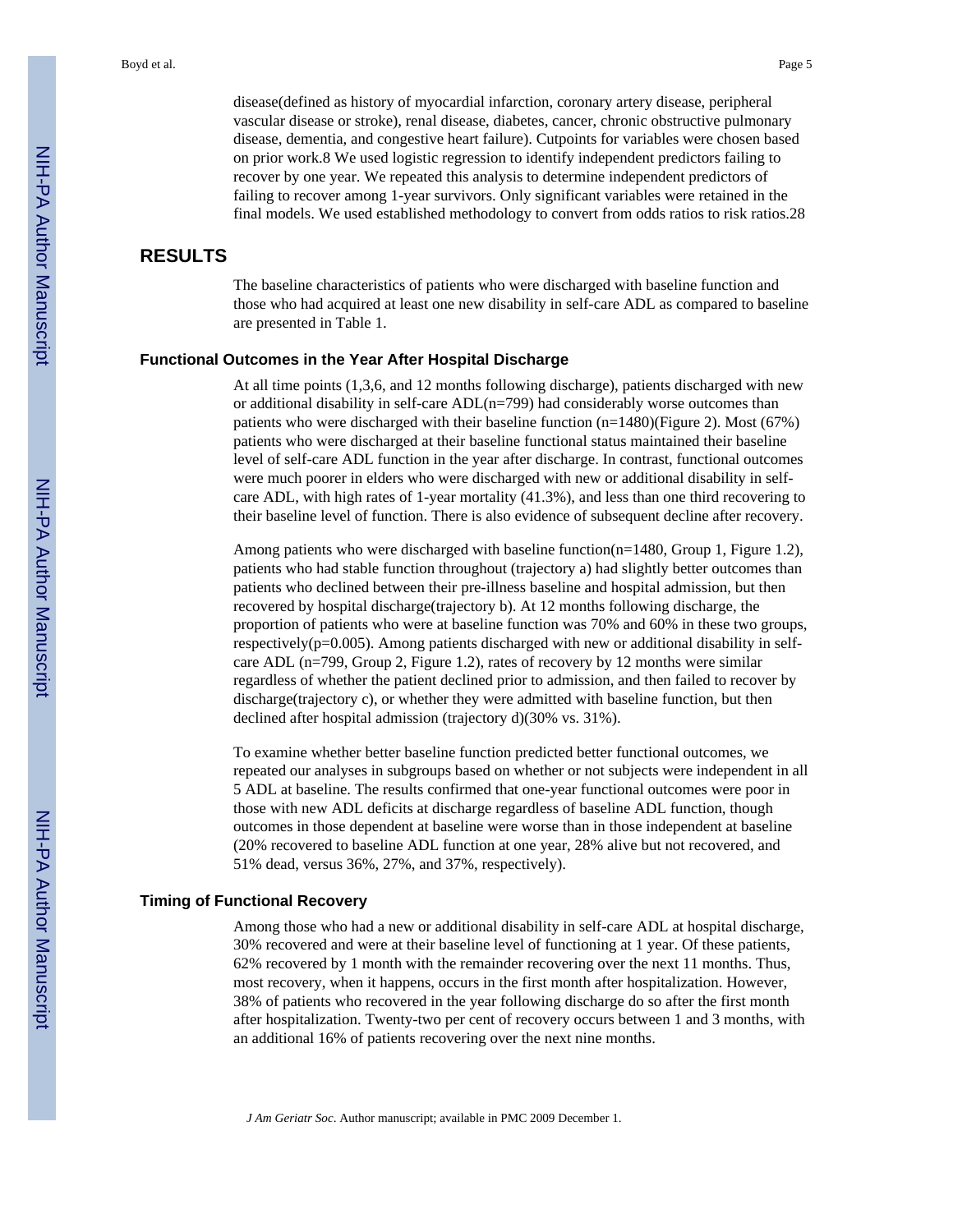disease(defined as history of myocardial infarction, coronary artery disease, peripheral vascular disease or stroke), renal disease, diabetes, cancer, chronic obstructive pulmonary disease, dementia, and congestive heart failure). Cutpoints for variables were chosen based on prior work.8 We used logistic regression to identify independent predictors failing to recover by one year. We repeated this analysis to determine independent predictors of failing to recover among 1-year survivors. Only significant variables were retained in the final models. We used established methodology to convert from odds ratios to risk ratios.28

## RESULTS

The baseline characteristics of patients who were discharged with baseline function and those who had acquired at least one new disability in self-care ADL as compared to baseline are presented in Table 1.

### Functional Outcomes in the Year After Hospital Discharge

At all time points (1,3,6, and 12 months following discharge), patients discharged with new or additional disability in self-care ADL(n=799) had considerably worse outcomes than patients who were discharged with their baseline function (n=1480)(Figure 2). Most (67%) patients who were discharged at their baseline functional status maintained their baseline level of self-care ADL function in the year after discharge. In contrast, functional outcomes were much poorer in elders who were discharged with new or additional disability in self-care ADL, with high rates of 1-year mortality (41.3%), and less than one third recovering to their baseline level of function. There is also evidence of subsequent decline after recovery.

Among patients who were discharged with baseline function(n=1480, Group 1, Figure 1.2), patients who had stable function throughout (trajectory a) had slightly better outcomes than patients who declined between their pre-illness baseline and hospital admission, but then recovered by hospital discharge(trajectory b). At 12 months following discharge, the proportion of patients who were at baseline function was 70% and 60% in these two groups, respectively($p$=0.005). Among patients discharged with new or additional disability in self-care ADL (n=799, Group 2, Figure 1.2), rates of recovery by 12 months were similar regardless of whether the patient declined prior to admission, and then failed to recover by discharge(trajectory c), or whether they were admitted with baseline function, but then declined after hospital admission (trajectory d)(30% vs. 31%).

To examine whether better baseline function predicted better functional outcomes, we repeated our analyses in subgroups based on whether or not subjects were independent in all 5 ADL at baseline. The results confirmed that one-year functional outcomes were poor in those with new ADL deficits at discharge regardless of baseline ADL function, though outcomes in those dependent at baseline were worse than in those independent at baseline (20% recovered to baseline ADL function at one year, 28% alive but not recovered, and 51% dead, versus 36%, 27%, and 37%, respectively).

### Timing of Functional Recovery

Among those who had a new or additional disability in self-care ADL at hospital discharge, 30% recovered and were at their baseline level of functioning at 1 year. Of these patients, 62% recovered by 1 month with the remainder recovering over the next 11 months. Thus, most recovery, when it happens, occurs in the first month after hospitalization. However, 38% of patients who recovered in the year following discharge do so after the first month after hospitalization. Twenty-two per cent of recovery occurs between 1 and 3 months, with an additional 16% of patients recovering over the next nine months.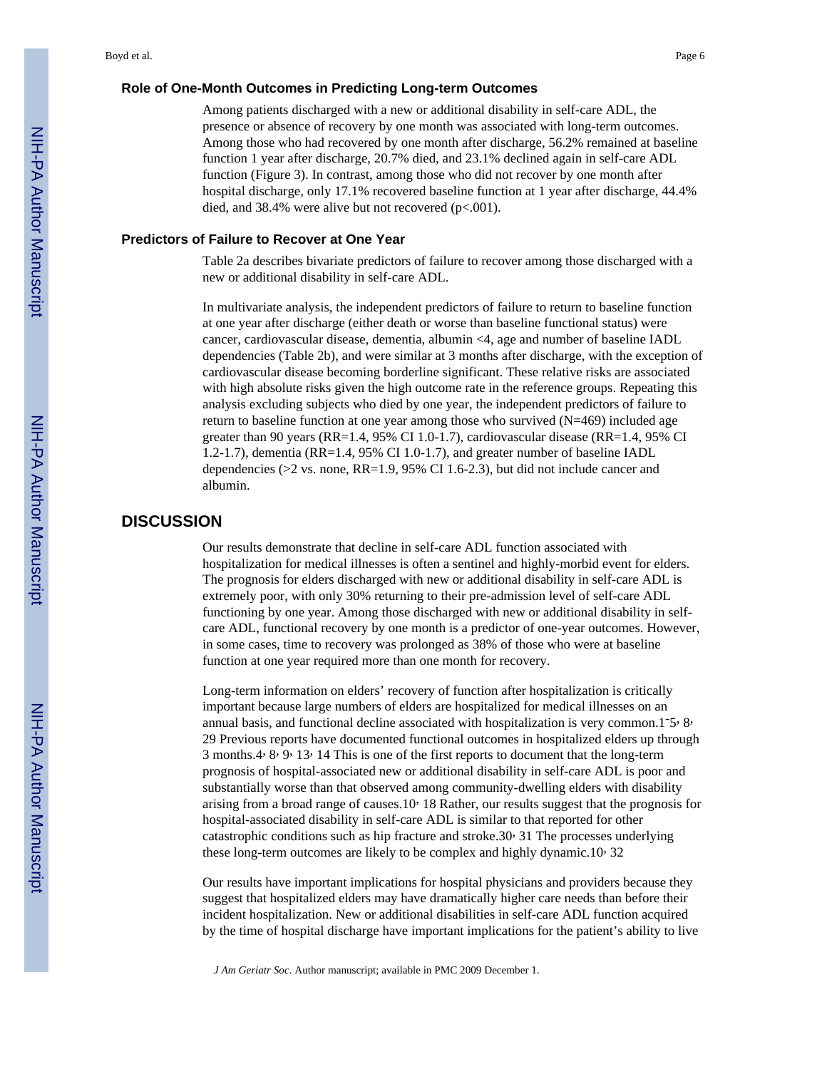### Role of One-Month Outcomes in Predicting Long-term Outcomes

Among patients discharged with a new or additional disability in self-care ADL, the presence or absence of recovery by one month was associated with long-term outcomes. Among those who had recovered by one month after discharge, 56.2% remained at baseline function 1 year after discharge, 20.7% died, and 23.1% declined again in self-care ADL function (Figure 3). In contrast, among those who did not recover by one month after hospital discharge, only 17.1% recovered baseline function at 1 year after discharge, 44.4% died, and 38.4% were alive but not recovered (p<.001).

### Predictors of Failure to Recover at One Year

Table 2a describes bivariate predictors of failure to recover among those discharged with a new or additional disability in self-care ADL.

In multivariate analysis, the independent predictors of failure to return to baseline function at one year after discharge (either death or worse than baseline functional status) were cancer, cardiovascular disease, dementia, albumin <4, age and number of baseline IADL dependencies (Table 2b), and were similar at 3 months after discharge, with the exception of cardiovascular disease becoming borderline significant. These relative risks are associated with high absolute risks given the high outcome rate in the reference groups. Repeating this analysis excluding subjects who died by one year, the independent predictors of failure to return to baseline function at one year among those who survived (N=469) included age greater than 90 years (RR=1.4, 95% CI 1.0-1.7), cardiovascular disease (RR=1.4, 95% CI 1.2-1.7), dementia (RR=1.4, 95% CI 1.0-1.7), and greater number of baseline IADL dependencies (>2 vs. none, RR=1.9, 95% CI 1.6-2.3), but did not include cancer and albumin.

## DISCUSSION

Our results demonstrate that decline in self-care ADL function associated with hospitalization for medical illnesses is often a sentinel and highly-morbid event for elders. The prognosis for elders discharged with new or additional disability in self-care ADL is extremely poor, with only 30% returning to their pre-admission level of self-care ADL functioning by one year. Among those discharged with new or additional disability in self-care ADL, functional recovery by one month is a predictor of one-year outcomes. However, in some cases, time to recovery was prolonged as 38% of those who were at baseline function at one year required more than one month for recovery.

Long-term information on elders' recovery of function after hospitalization is critically important because large numbers of elders are hospitalized for medical illnesses on an annual basis, and functional decline associated with hospitalization is very common.[1–5, 8, 29] Previous reports have documented functional outcomes in hospitalized elders up through 3 months.[4, 8, 9, 13, 14] This is one of the first reports to document that the long-term prognosis of hospital-associated new or additional disability in self-care ADL is poor and substantially worse than that observed among community-dwelling elders with disability arising from a broad range of causes.[10, 18] Rather, our results suggest that the prognosis for hospital-associated disability in self-care ADL is similar to that reported for other catastrophic conditions such as hip fracture and stroke.[30, 31] The processes underlying these long-term outcomes are likely to be complex and highly dynamic.[10, 32]

Our results have important implications for hospital physicians and providers because they suggest that hospitalized elders may have dramatically higher care needs than before their incident hospitalization. New or additional disabilities in self-care ADL function acquired by the time of hospital discharge have important implications for the patient's ability to live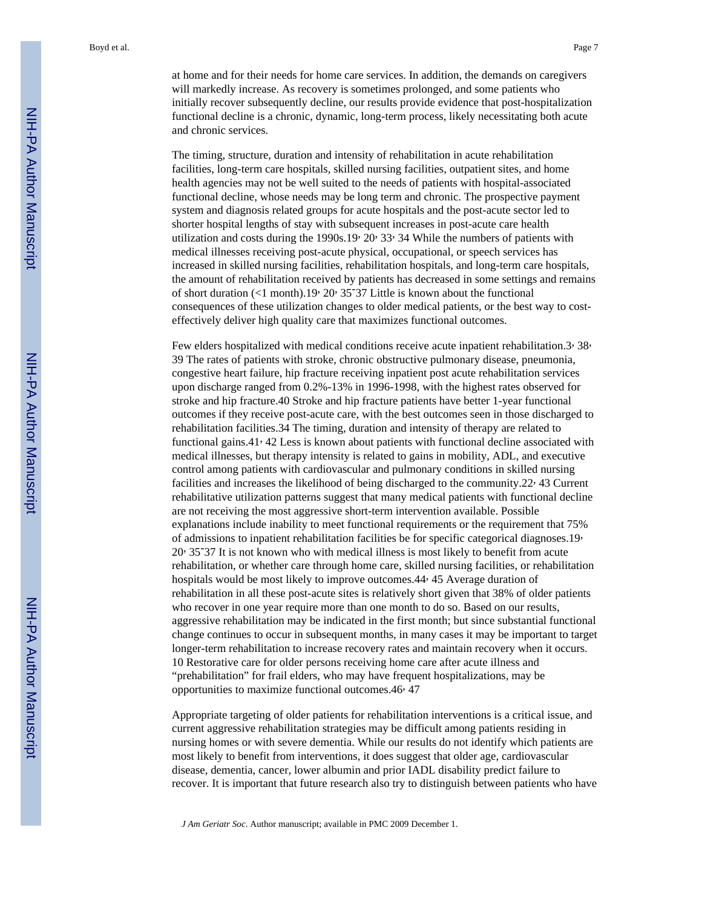at home and for their needs for home care services. In addition, the demands on caregivers will markedly increase. As recovery is sometimes prolonged, and some patients who initially recover subsequently decline, our results provide evidence that post-hospitalization functional decline is a chronic, dynamic, long-term process, likely necessitating both acute and chronic services.

The timing, structure, duration and intensity of rehabilitation in acute rehabilitation facilities, long-term care hospitals, skilled nursing facilities, outpatient sites, and home health agencies may not be well suited to the needs of patients with hospital-associated functional decline, whose needs may be long term and chronic. The prospective payment system and diagnosis related groups for acute hospitals and the post-acute sector led to shorter hospital lengths of stay with subsequent increases in post-acute care health utilization and costs during the 1990s.[19, 20, 33, 34] While the numbers of patients with medical illnesses receiving post-acute physical, occupational, or speech services has increased in skilled nursing facilities, rehabilitation hospitals, and long-term care hospitals, the amount of rehabilitation received by patients has decreased in some settings and remains of short duration (<1 month).[19, 20, 35–37] Little is known about the functional consequences of these utilization changes to older medical patients, or the best way to cost-effectively deliver high quality care that maximizes functional outcomes.

Few elders hospitalized with medical conditions receive acute inpatient rehabilitation.[3, 38, 39] The rates of patients with stroke, chronic obstructive pulmonary disease, pneumonia, congestive heart failure, hip fracture receiving inpatient post acute rehabilitation services upon discharge ranged from 0.2%-13% in 1996-1998, with the highest rates observed for stroke and hip fracture.[40] Stroke and hip fracture patients have better 1-year functional outcomes if they receive post-acute care, with the best outcomes seen in those discharged to rehabilitation facilities.[34] The timing, duration and intensity of therapy are related to functional gains.[41, 42] Less is known about patients with functional decline associated with medical illnesses, but therapy intensity is related to gains in mobility, ADL, and executive control among patients with cardiovascular and pulmonary conditions in skilled nursing facilities and increases the likelihood of being discharged to the community.[22, 43] Current rehabilitative utilization patterns suggest that many medical patients with functional decline are not receiving the most aggressive short-term intervention available. Possible explanations include inability to meet functional requirements or the requirement that 75% of admissions to inpatient rehabilitation facilities be for specific categorical diagnoses.[19, 20, 35–37] It is not known who with medical illness is most likely to benefit from acute rehabilitation, or whether care through home care, skilled nursing facilities, or rehabilitation hospitals would be most likely to improve outcomes.[44, 45] Average duration of rehabilitation in all these post-acute sites is relatively short given that 38% of older patients who recover in one year require more than one month to do so. Based on our results, aggressive rehabilitation may be indicated in the first month; but since substantial functional change continues to occur in subsequent months, in many cases it may be important to target longer-term rehabilitation to increase recovery rates and maintain recovery when it occurs.[10] Restorative care for older persons receiving home care after acute illness and "prehabilitation" for frail elders, who may have frequent hospitalizations, may be opportunities to maximize functional outcomes.[46, 47]

Appropriate targeting of older patients for rehabilitation interventions is a critical issue, and current aggressive rehabilitation strategies may be difficult among patients residing in nursing homes or with severe dementia. While our results do not identify which patients are most likely to benefit from interventions, it does suggest that older age, cardiovascular disease, dementia, cancer, lower albumin and prior IADL disability predict failure to recover. It is important that future research also try to distinguish between patients who have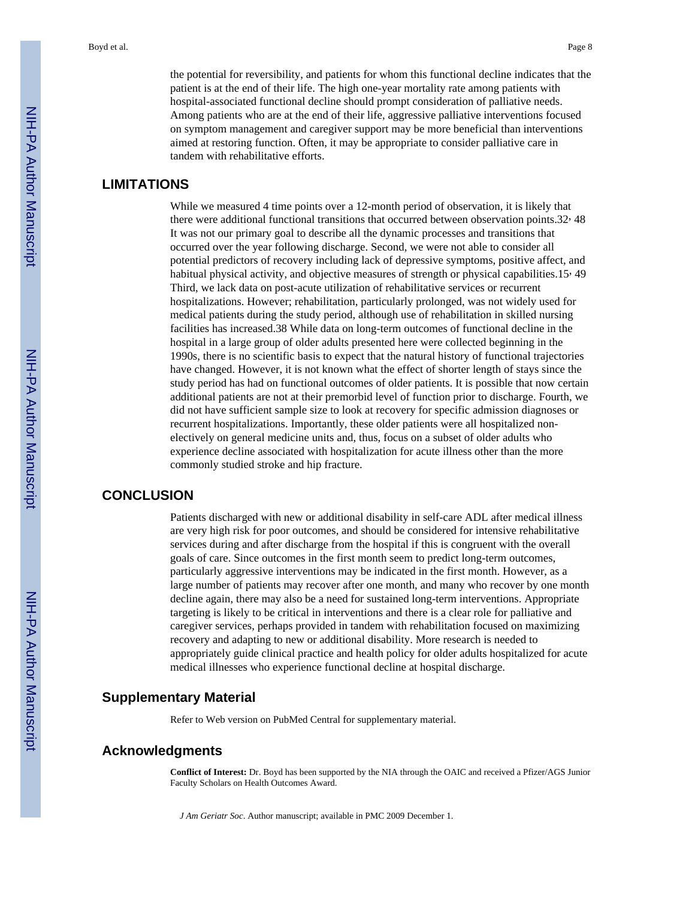the potential for reversibility, and patients for whom this functional decline indicates that the patient is at the end of their life. The high one-year mortality rate among patients with hospital-associated functional decline should prompt consideration of palliative needs. Among patients who are at the end of their life, aggressive palliative interventions focused on symptom management and caregiver support may be more beneficial than interventions aimed at restoring function. Often, it may be appropriate to consider palliative care in tandem with rehabilitative efforts.

## LIMITATIONS

While we measured 4 time points over a 12-month period of observation, it is likely that there were additional functional transitions that occurred between observation points.[32, 48] It was not our primary goal to describe all the dynamic processes and transitions that occurred over the year following discharge. Second, we were not able to consider all potential predictors of recovery including lack of depressive symptoms, positive affect, and habitual physical activity, and objective measures of strength or physical capabilities.[15, 49] Third, we lack data on post-acute utilization of rehabilitative services or recurrent hospitalizations. However; rehabilitation, particularly prolonged, was not widely used for medical patients during the study period, although use of rehabilitation in skilled nursing facilities has increased.[38] While data on long-term outcomes of functional decline in the hospital in a large group of older adults presented here were collected beginning in the 1990s, there is no scientific basis to expect that the natural history of functional trajectories have changed. However, it is not known what the effect of shorter length of stays since the study period has had on functional outcomes of older patients. It is possible that now certain additional patients are not at their premorbid level of function prior to discharge. Fourth, we did not have sufficient sample size to look at recovery for specific admission diagnoses or recurrent hospitalizations. Importantly, these older patients were all hospitalized non-electively on general medicine units and, thus, focus on a subset of older adults who experience decline associated with hospitalization for acute illness other than the more commonly studied stroke and hip fracture.

## CONCLUSION

Patients discharged with new or additional disability in self-care ADL after medical illness are very high risk for poor outcomes, and should be considered for intensive rehabilitative services during and after discharge from the hospital if this is congruent with the overall goals of care. Since outcomes in the first month seem to predict long-term outcomes, particularly aggressive interventions may be indicated in the first month. However, as a large number of patients may recover after one month, and many who recover by one month decline again, there may also be a need for sustained long-term interventions. Appropriate targeting is likely to be critical in interventions and there is a clear role for palliative and caregiver services, perhaps provided in tandem with rehabilitation focused on maximizing recovery and adapting to new or additional disability. More research is needed to appropriately guide clinical practice and health policy for older adults hospitalized for acute medical illnesses who experience functional decline at hospital discharge.

## Supplementary Material

Refer to Web version on PubMed Central for supplementary material.

## Acknowledgments

**Conflict of Interest:** Dr. Boyd has been supported by the NIA through the OAIC and received a Pfizer/AGS Junior Faculty Scholars on Health Outcomes Award.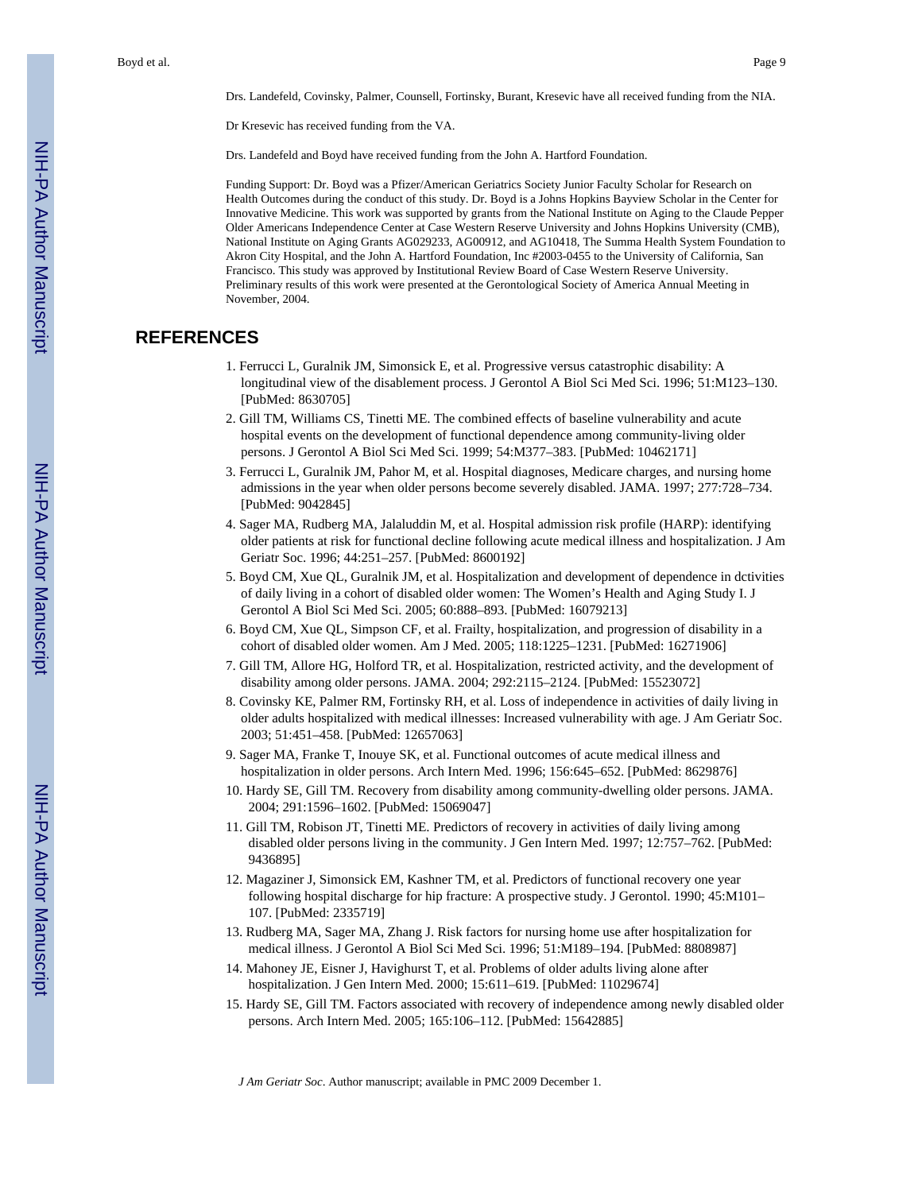Drs. Landefeld, Covinsky, Palmer, Counsell, Fortinsky, Burant, Kresevic have all received funding from the NIA.

Dr Kresevic has received funding from the VA.

Drs. Landefeld and Boyd have received funding from the John A. Hartford Foundation.

Funding Support: Dr. Boyd was a Pfizer/American Geriatrics Society Junior Faculty Scholar for Research on Health Outcomes during the conduct of this study. Dr. Boyd is a Johns Hopkins Bayview Scholar in the Center for Innovative Medicine. This work was supported by grants from the National Institute on Aging to the Claude Pepper Older Americans Independence Center at Case Western Reserve University and Johns Hopkins University (CMB), National Institute on Aging Grants AG029233, AG00912, and AG10418, The Summa Health System Foundation to Akron City Hospital, and the John A. Hartford Foundation, Inc #2003-0455 to the University of California, San Francisco. This study was approved by Institutional Review Board of Case Western Reserve University. Preliminary results of this work were presented at the Gerontological Society of America Annual Meeting in November, 2004.

# REFERENCES

1. Ferrucci L, Guralnik JM, Simonsick E, et al. Progressive versus catastrophic disability: A longitudinal view of the disablement process. J Gerontol A Biol Sci Med Sci. 1996; 51:M123–130. [PubMed: 8630705]
2. Gill TM, Williams CS, Tinetti ME. The combined effects of baseline vulnerability and acute hospital events on the development of functional dependence among community-living older persons. J Gerontol A Biol Sci Med Sci. 1999; 54:M377–383. [PubMed: 10462171]
3. Ferrucci L, Guralnik JM, Pahor M, et al. Hospital diagnoses, Medicare charges, and nursing home admissions in the year when older persons become severely disabled. JAMA. 1997; 277:728–734. [PubMed: 9042845]
4. Sager MA, Rudberg MA, Jalaluddin M, et al. Hospital admission risk profile (HARP): identifying older patients at risk for functional decline following acute medical illness and hospitalization. J Am Geriatr Soc. 1996; 44:251–257. [PubMed: 8600192]
5. Boyd CM, Xue QL, Guralnik JM, et al. Hospitalization and development of dependence in dctivities of daily living in a cohort of disabled older women: The Women's Health and Aging Study I. J Gerontol A Biol Sci Med Sci. 2005; 60:888–893. [PubMed: 16079213]
6. Boyd CM, Xue QL, Simpson CF, et al. Frailty, hospitalization, and progression of disability in a cohort of disabled older women. Am J Med. 2005; 118:1225–1231. [PubMed: 16271906]
7. Gill TM, Allore HG, Holford TR, et al. Hospitalization, restricted activity, and the development of disability among older persons. JAMA. 2004; 292:2115–2124. [PubMed: 15523072]
8. Covinsky KE, Palmer RM, Fortinsky RH, et al. Loss of independence in activities of daily living in older adults hospitalized with medical illnesses: Increased vulnerability with age. J Am Geriatr Soc. 2003; 51:451–458. [PubMed: 12657063]
9. Sager MA, Franke T, Inouye SK, et al. Functional outcomes of acute medical illness and hospitalization in older persons. Arch Intern Med. 1996; 156:645–652. [PubMed: 8629876]
10. Hardy SE, Gill TM. Recovery from disability among community-dwelling older persons. JAMA. 2004; 291:1596–1602. [PubMed: 15069047]
11. Gill TM, Robison JT, Tinetti ME. Predictors of recovery in activities of daily living among disabled older persons living in the community. J Gen Intern Med. 1997; 12:757–762. [PubMed: 9436895]
12. Magaziner J, Simonsick EM, Kashner TM, et al. Predictors of functional recovery one year following hospital discharge for hip fracture: A prospective study. J Gerontol. 1990; 45:M101–107. [PubMed: 2335719]
13. Rudberg MA, Sager MA, Zhang J. Risk factors for nursing home use after hospitalization for medical illness. J Gerontol A Biol Sci Med Sci. 1996; 51:M189–194. [PubMed: 8808987]
14. Mahoney JE, Eisner J, Havighurst T, et al. Problems of older adults living alone after hospitalization. J Gen Intern Med. 2000; 15:611–619. [PubMed: 11029674]
15. Hardy SE, Gill TM. Factors associated with recovery of independence among newly disabled older persons. Arch Intern Med. 2005; 165:106–112. [PubMed: 15642885]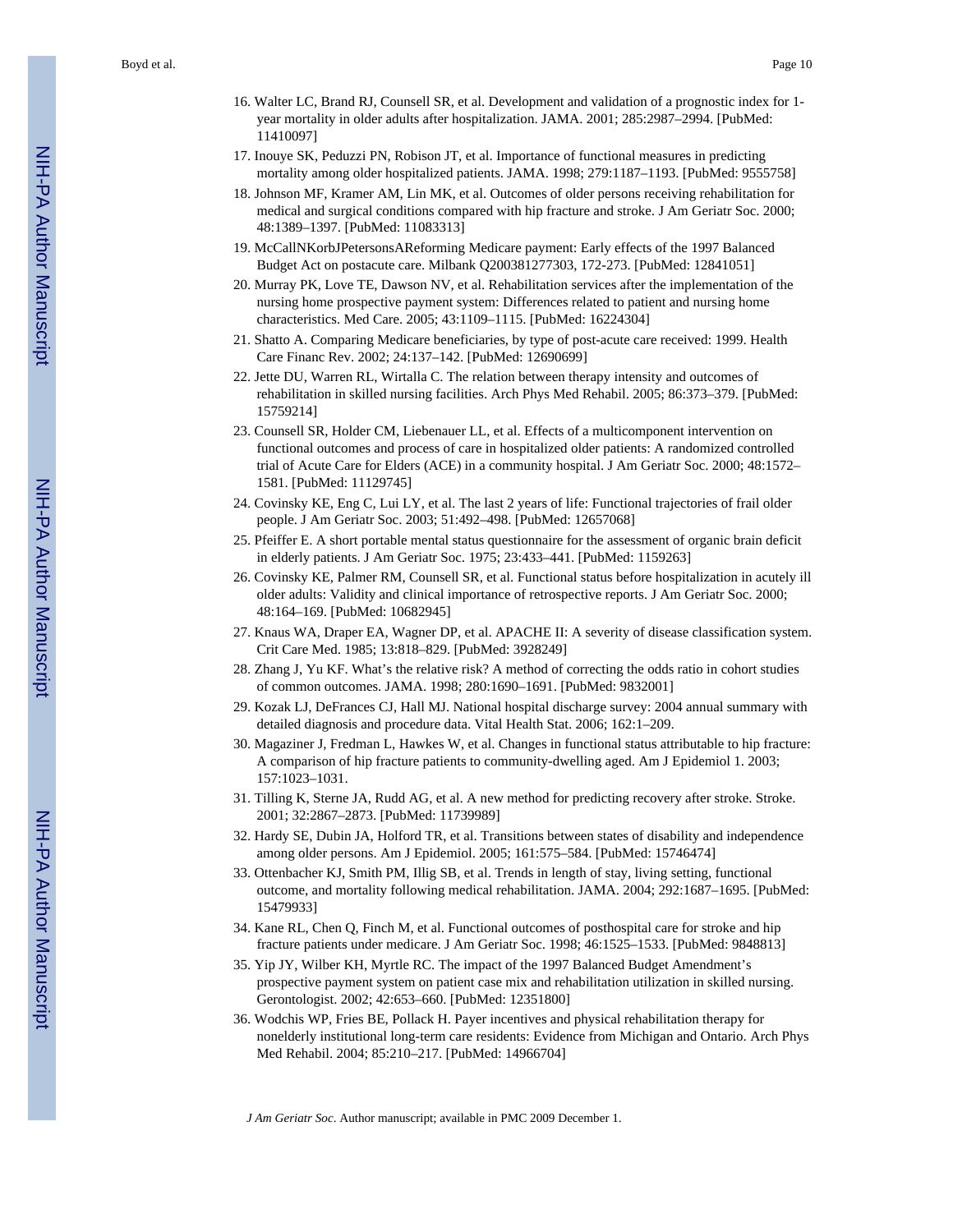16. Walter LC, Brand RJ, Counsell SR, et al. Development and validation of a prognostic index for 1-year mortality in older adults after hospitalization. JAMA. 2001; 285:2987–2994. [PubMed: 11410097]
17. Inouye SK, Peduzzi PN, Robison JT, et al. Importance of functional measures in predicting mortality among older hospitalized patients. JAMA. 1998; 279:1187–1193. [PubMed: 9555758]
18. Johnson MF, Kramer AM, Lin MK, et al. Outcomes of older persons receiving rehabilitation for medical and surgical conditions compared with hip fracture and stroke. J Am Geriatr Soc. 2000; 48:1389–1397. [PubMed: 11083313]
19. McCallNKorbJPetersonsAReforming Medicare payment: Early effects of the 1997 Balanced Budget Act on postacute care. Milbank Q200381277303, 172-273. [PubMed: 12841051]
20. Murray PK, Love TE, Dawson NV, et al. Rehabilitation services after the implementation of the nursing home prospective payment system: Differences related to patient and nursing home characteristics. Med Care. 2005; 43:1109–1115. [PubMed: 16224304]
21. Shatto A. Comparing Medicare beneficiaries, by type of post-acute care received: 1999. Health Care Financ Rev. 2002; 24:137–142. [PubMed: 12690699]
22. Jette DU, Warren RL, Wirtalla C. The relation between therapy intensity and outcomes of rehabilitation in skilled nursing facilities. Arch Phys Med Rehabil. 2005; 86:373–379. [PubMed: 15759214]
23. Counsell SR, Holder CM, Liebenauer LL, et al. Effects of a multicomponent intervention on functional outcomes and process of care in hospitalized older patients: A randomized controlled trial of Acute Care for Elders (ACE) in a community hospital. J Am Geriatr Soc. 2000; 48:1572–1581. [PubMed: 11129745]
24. Covinsky KE, Eng C, Lui LY, et al. The last 2 years of life: Functional trajectories of frail older people. J Am Geriatr Soc. 2003; 51:492–498. [PubMed: 12657068]
25. Pfeiffer E. A short portable mental status questionnaire for the assessment of organic brain deficit in elderly patients. J Am Geriatr Soc. 1975; 23:433–441. [PubMed: 1159263]
26. Covinsky KE, Palmer RM, Counsell SR, et al. Functional status before hospitalization in acutely ill older adults: Validity and clinical importance of retrospective reports. J Am Geriatr Soc. 2000; 48:164–169. [PubMed: 10682945]
27. Knaus WA, Draper EA, Wagner DP, et al. APACHE II: A severity of disease classification system. Crit Care Med. 1985; 13:818–829. [PubMed: 3928249]
28. Zhang J, Yu KF. What's the relative risk? A method of correcting the odds ratio in cohort studies of common outcomes. JAMA. 1998; 280:1690–1691. [PubMed: 9832001]
29. Kozak LJ, DeFrances CJ, Hall MJ. National hospital discharge survey: 2004 annual summary with detailed diagnosis and procedure data. Vital Health Stat. 2006; 162:1–209.
30. Magaziner J, Fredman L, Hawkes W, et al. Changes in functional status attributable to hip fracture: A comparison of hip fracture patients to community-dwelling aged. Am J Epidemiol 1. 2003; 157:1023–1031.
31. Tilling K, Sterne JA, Rudd AG, et al. A new method for predicting recovery after stroke. Stroke. 2001; 32:2867–2873. [PubMed: 11739989]
32. Hardy SE, Dubin JA, Holford TR, et al. Transitions between states of disability and independence among older persons. Am J Epidemiol. 2005; 161:575–584. [PubMed: 15746474]
33. Ottenbacher KJ, Smith PM, Illig SB, et al. Trends in length of stay, living setting, functional outcome, and mortality following medical rehabilitation. JAMA. 2004; 292:1687–1695. [PubMed: 15479933]
34. Kane RL, Chen Q, Finch M, et al. Functional outcomes of posthospital care for stroke and hip fracture patients under medicare. J Am Geriatr Soc. 1998; 46:1525–1533. [PubMed: 9848813]
35. Yip JY, Wilber KH, Myrtle RC. The impact of the 1997 Balanced Budget Amendment's prospective payment system on patient case mix and rehabilitation utilization in skilled nursing. Gerontologist. 2002; 42:653–660. [PubMed: 12351800]
36. Wodchis WP, Fries BE, Pollack H. Payer incentives and physical rehabilitation therapy for nonelderly institutional long-term care residents: Evidence from Michigan and Ontario. Arch Phys Med Rehabil. 2004; 85:210–217. [PubMed: 14966704]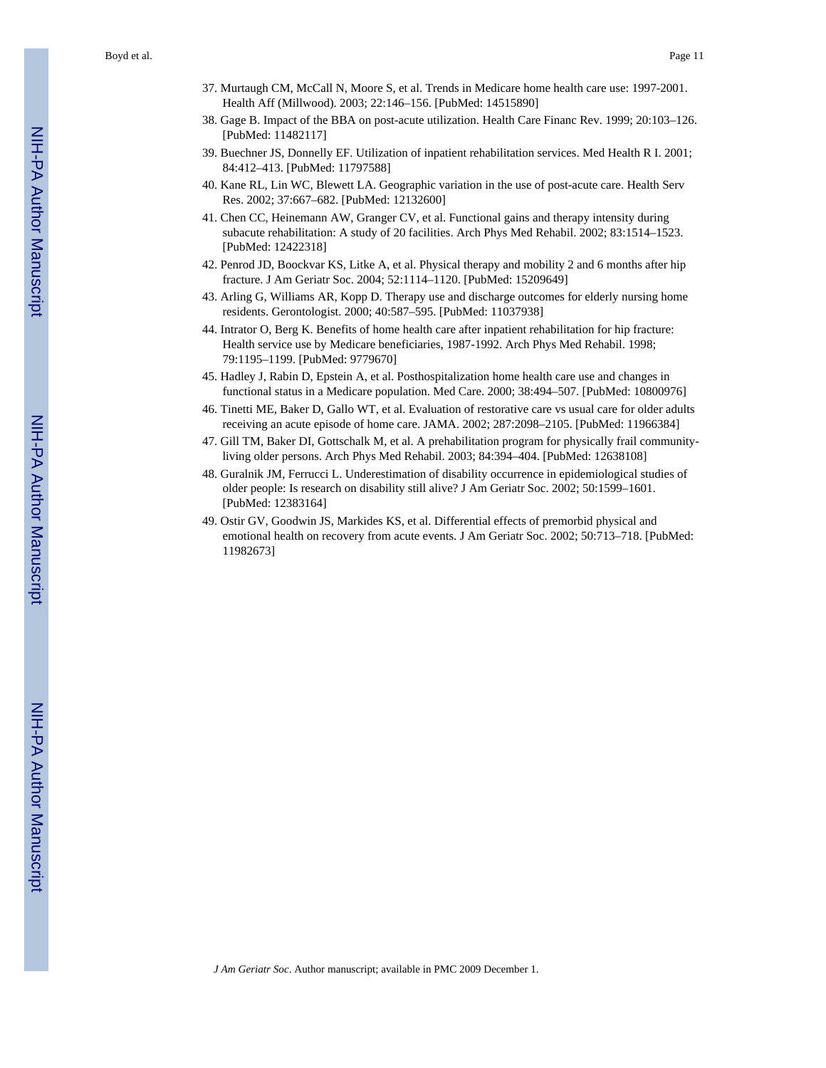37. Murtaugh CM, McCall N, Moore S, et al. Trends in Medicare home health care use: 1997-2001. Health Aff (Millwood). 2003; 22:146–156. [PubMed: 14515890]
38. Gage B. Impact of the BBA on post-acute utilization. Health Care Financ Rev. 1999; 20:103–126. [PubMed: 11482117]
39. Buechner JS, Donnelly EF. Utilization of inpatient rehabilitation services. Med Health R I. 2001; 84:412–413. [PubMed: 11797588]
40. Kane RL, Lin WC, Blewett LA. Geographic variation in the use of post-acute care. Health Serv Res. 2002; 37:667–682. [PubMed: 12132600]
41. Chen CC, Heinemann AW, Granger CV, et al. Functional gains and therapy intensity during subacute rehabilitation: A study of 20 facilities. Arch Phys Med Rehabil. 2002; 83:1514–1523. [PubMed: 12422318]
42. Penrod JD, Boockvar KS, Litke A, et al. Physical therapy and mobility 2 and 6 months after hip fracture. J Am Geriatr Soc. 2004; 52:1114–1120. [PubMed: 15209649]
43. Arling G, Williams AR, Kopp D. Therapy use and discharge outcomes for elderly nursing home residents. Gerontologist. 2000; 40:587–595. [PubMed: 11037938]
44. Intrator O, Berg K. Benefits of home health care after inpatient rehabilitation for hip fracture: Health service use by Medicare beneficiaries, 1987-1992. Arch Phys Med Rehabil. 1998; 79:1195–1199. [PubMed: 9779670]
45. Hadley J, Rabin D, Epstein A, et al. Posthospitalization home health care use and changes in functional status in a Medicare population. Med Care. 2000; 38:494–507. [PubMed: 10800976]
46. Tinetti ME, Baker D, Gallo WT, et al. Evaluation of restorative care vs usual care for older adults receiving an acute episode of home care. JAMA. 2002; 287:2098–2105. [PubMed: 11966384]
47. Gill TM, Baker DI, Gottschalk M, et al. A prehabilitation program for physically frail community-living older persons. Arch Phys Med Rehabil. 2003; 84:394–404. [PubMed: 12638108]
48. Guralnik JM, Ferrucci L. Underestimation of disability occurrence in epidemiological studies of older people: Is research on disability still alive? J Am Geriatr Soc. 2002; 50:1599–1601. [PubMed: 12383164]
49. Ostir GV, Goodwin JS, Markides KS, et al. Differential effects of premorbid physical and emotional health on recovery from acute events. J Am Geriatr Soc. 2002; 50:713–718. [PubMed: 11982673]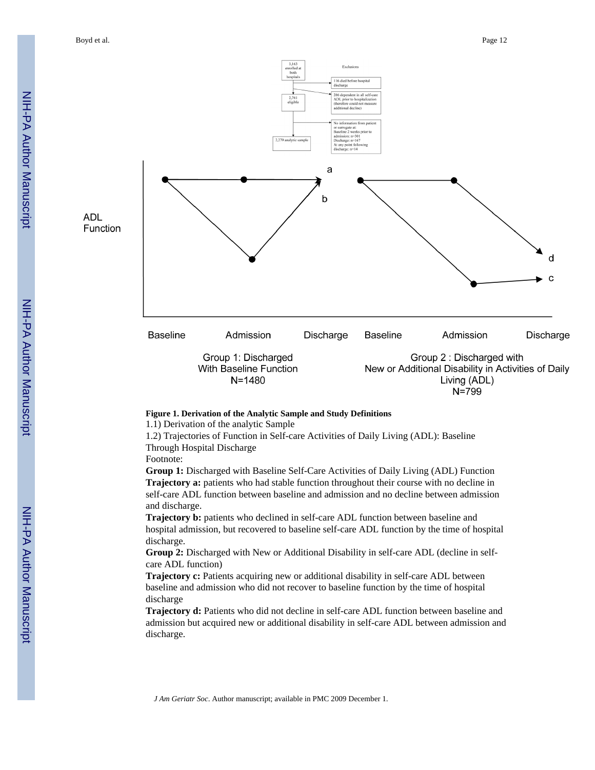**Figure 1. Derivation of the Analytic Sample and Study Definitions**

1.1) Derivation of the analytic Sample

1.2) Trajectories of Function in Self-care Activities of Daily Living (ADL): Baseline Through Hospital Discharge

Footnote:

**Group 1:** Discharged with Baseline Self-Care Activities of Daily Living (ADL) Function

**Trajectory a:** patients who had stable function throughout their course with no decline in self-care ADL function between baseline and admission and no decline between admission and discharge.

**Trajectory b:** patients who declined in self-care ADL function between baseline and hospital admission, but recovered to baseline self-care ADL function by the time of hospital discharge.

**Group 2:** Discharged with New or Additional Disability in self-care ADL (decline in self-care ADL function)

**Trajectory c:** Patients acquiring new or additional disability in self-care ADL between baseline and admission who did not recover to baseline function by the time of hospital discharge

**Trajectory d:** Patients who did not decline in self-care ADL function between baseline and admission but acquired new or additional disability in self-care ADL between admission and discharge.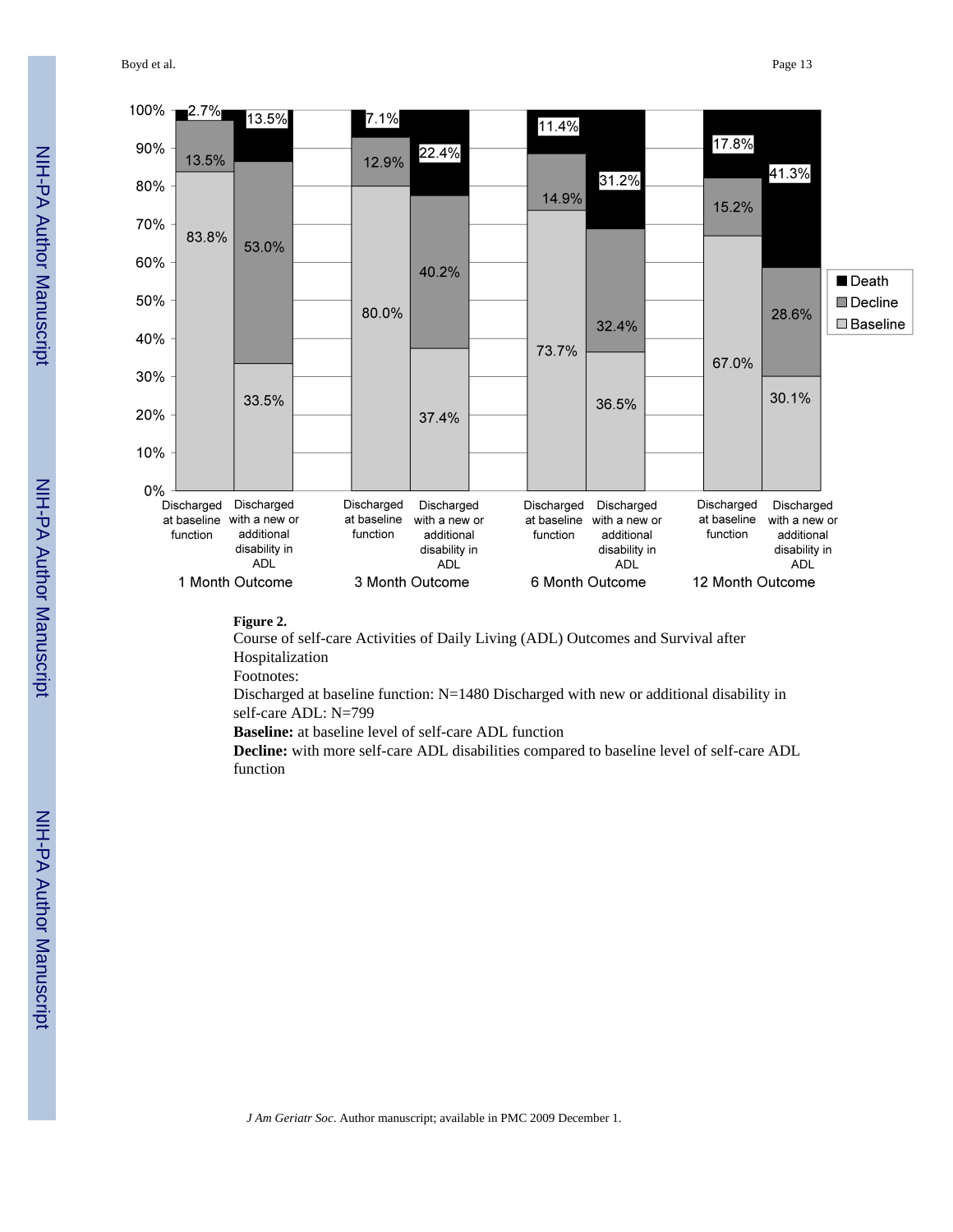| | 1 Month Outcome | | 3 Month Outcome | | 6 Month Outcome | | 12 Month Outcome | |
|---|---|---|---|---|---|---|---|---|
| | Discharged at baseline function | Discharged with a new or additional disability in ADL | Discharged at baseline function | Discharged with a new or additional disability in ADL | Discharged at baseline function | Discharged with a new or additional disability in ADL | Discharged at baseline function | Discharged with a new or additional disability in ADL |
| Death | 2.7% | 13.5% | 7.1% | 22.4% | 11.4% | 31.2% | 17.8% | 41.3% |
| Decline | 13.5% | 53.0% | 12.9% | 40.2% | 14.9% | 32.4% | 15.2% | 28.6% |
| Baseline | 83.8% | 33.5% | 80.0% | 37.4% | 73.7% | 36.5% | 67.0% | 30.1% |

**Figure 2.**

Course of self-care Activities of Daily Living (ADL) Outcomes and Survival after Hospitalization

Footnotes:

Discharged at baseline function: N=1480 Discharged with new or additional disability in self-care ADL: N=799

**Baseline:** at baseline level of self-care ADL function

**Decline:** with more self-care ADL disabilities compared to baseline level of self-care ADL function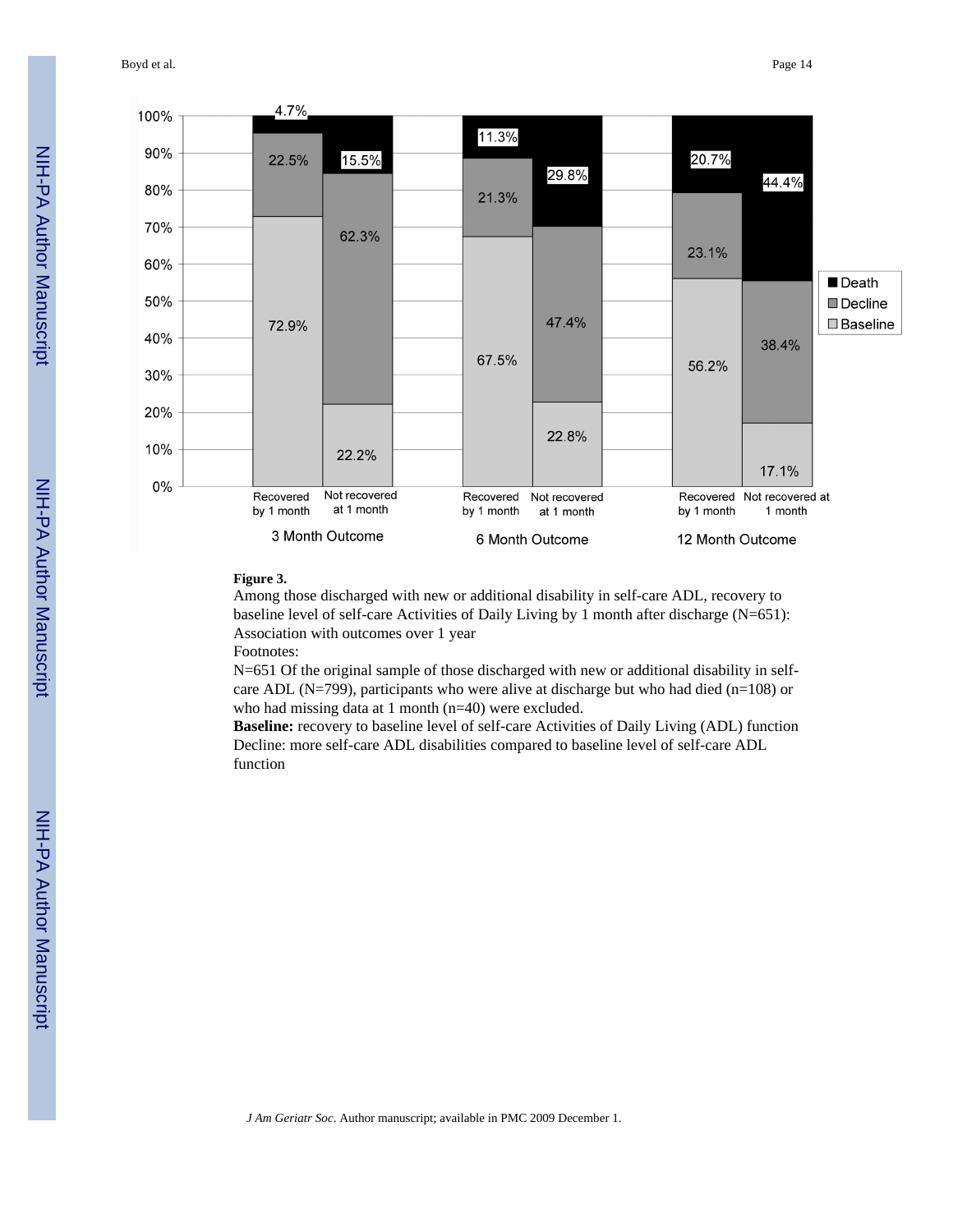**Figure 3.**

Among those discharged with new or additional disability in self-care ADL, recovery to baseline level of self-care Activities of Daily Living by 1 month after discharge (N=651): Association with outcomes over 1 year

Footnotes:

N=651 Of the original sample of those discharged with new or additional disability in self-care ADL (N=799), participants who were alive at discharge but who had died (n=108) or who had missing data at 1 month (n=40) were excluded.

**Baseline:** recovery to baseline level of self-care Activities of Daily Living (ADL) function

Decline: more self-care ADL disabilities compared to baseline level of self-care ADL function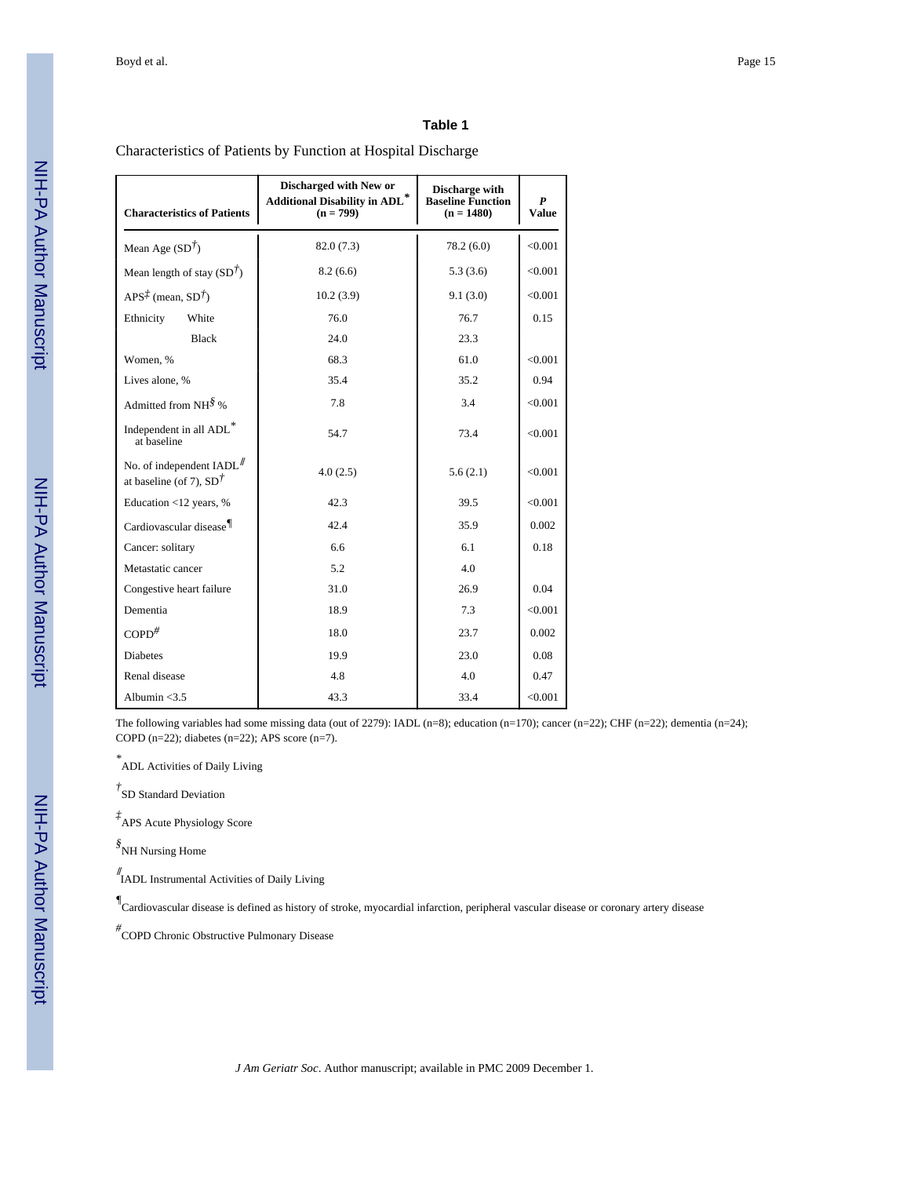## Table 1

Characteristics of Patients by Function at Hospital Discharge

| Characteristics of Patients | Discharged with New or Additional Disability in ADL* (n = 799) | Discharge with Baseline Function (n = 1480) | *P* Value |
|---|---|---|---|
| Mean Age (SD†) | 82.0 (7.3) | 78.2 (6.0) | <0.001 |
| Mean length of stay (SD†) | 8.2 (6.6) | 5.3 (3.6) | <0.001 |
| APS‡ (mean, SD†) | 10.2 (3.9) | 9.1 (3.0) | <0.001 |
| Ethnicity White | 76.0 | 76.7 | 0.15 |
| Black | 24.0 | 23.3 | |
| Women, % | 68.3 | 61.0 | <0.001 |
| Lives alone, % | 35.4 | 35.2 | 0.94 |
| Admitted from NH§ % | 7.8 | 3.4 | <0.001 |
| Independent in all ADL* at baseline | 54.7 | 73.4 | <0.001 |
| No. of independent IADL// at baseline (of 7), SD† | 4.0 (2.5) | 5.6 (2.1) | <0.001 |
| Education <12 years, % | 42.3 | 39.5 | <0.001 |
| Cardiovascular disease¶ | 42.4 | 35.9 | 0.002 |
| Cancer: solitary | 6.6 | 6.1 | 0.18 |
| Metastatic cancer | 5.2 | 4.0 | |
| Congestive heart failure | 31.0 | 26.9 | 0.04 |
| Dementia | 18.9 | 7.3 | <0.001 |
| COPD# | 18.0 | 23.7 | 0.002 |
| Diabetes | 19.9 | 23.0 | 0.08 |
| Renal disease | 4.8 | 4.0 | 0.47 |
| Albumin <3.5 | 43.3 | 33.4 | <0.001 |

The following variables had some missing data (out of 2279): IADL (n=8); education (n=170); cancer (n=22); CHF (n=22); dementia (n=24); COPD (n=22); diabetes (n=22); APS score (n=7).

\* ADL Activities of Daily Living

† SD Standard Deviation

‡ APS Acute Physiology Score

§ NH Nursing Home

// IADL Instrumental Activities of Daily Living

¶ Cardiovascular disease is defined as history of stroke, myocardial infarction, peripheral vascular disease or coronary artery disease

\# COPD Chronic Obstructive Pulmonary Disease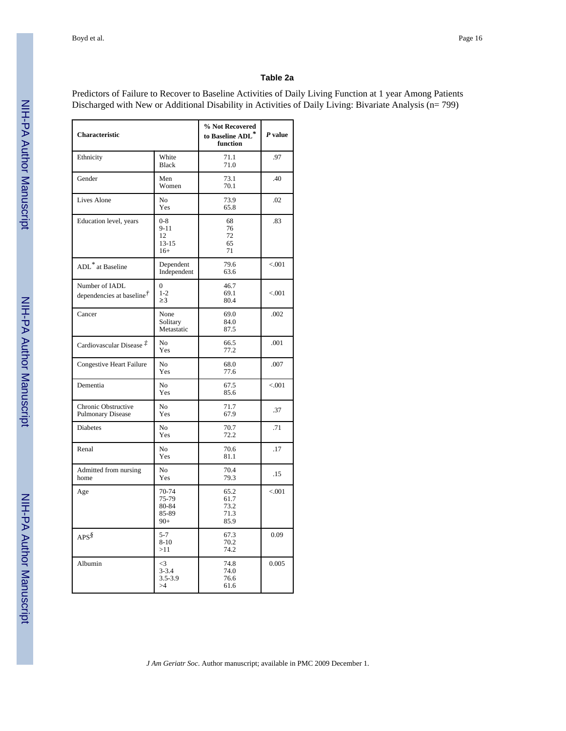### Table 2a

Predictors of Failure to Recover to Baseline Activities of Daily Living Function at 1 year Among Patients Discharged with New or Additional Disability in Activities of Daily Living: Bivariate Analysis (n= 799)

| Characteristic | | % Not Recovered to Baseline ADL* function | *P* value |
|---|---|---|---|
| Ethnicity | White | 71.1 | .97 |
| | Black | 71.0 | |
| Gender | Men | 73.1 | .40 |
| | Women | 70.1 | |
| Lives Alone | No | 73.9 | .02 |
| | Yes | 65.8 | |
| Education level, years | 0-8 | 68 | .83 |
| | 9-11 | 76 | |
| | 12 | 72 | |
| | 13-15 | 65 | |
| | 16+ | 71 | |
| ADL* at Baseline | Dependent | 79.6 | <.001 |
| | Independent | 63.6 | |
| Number of IADL dependencies at baseline† | 0 | 46.7 | <.001 |
| | 1-2 | 69.1 | |
| | ≥3 | 80.4 | |
| Cancer | None | 69.0 | .002 |
| | Solitary | 84.0 | |
| | Metastatic | 87.5 | |
| Cardiovascular Disease ‡ | No | 66.5 | .001 |
| | Yes | 77.2 | |
| Congestive Heart Failure | No | 68.0 | .007 |
| | Yes | 77.6 | |
| Dementia | No | 67.5 | <.001 |
| | Yes | 85.6 | |
| Chronic Obstructive Pulmonary Disease | No | 71.7 | .37 |
| | Yes | 67.9 | |
| Diabetes | No | 70.7 | .71 |
| | Yes | 72.2 | |
| Renal | No | 70.6 | .17 |
| | Yes | 81.1 | |
| Admitted from nursing home | No | 70.4 | .15 |
| | Yes | 79.3 | |
| Age | 70-74 | 65.2 | <.001 |
| | 75-79 | 61.7 | |
| | 80-84 | 73.2 | |
| | 85-89 | 71.3 | |
| | 90+ | 85.9 | |
| APS§ | 5-7 | 67.3 | 0.09 |
| | 8-10 | 70.2 | |
| | >11 | 74.2 | |
| Albumin | <3 | 74.8 | 0.005 |
| | 3-3.4 | 74.0 | |
| | 3.5-3.9 | 76.6 | |
| | >4 | 61.6 | |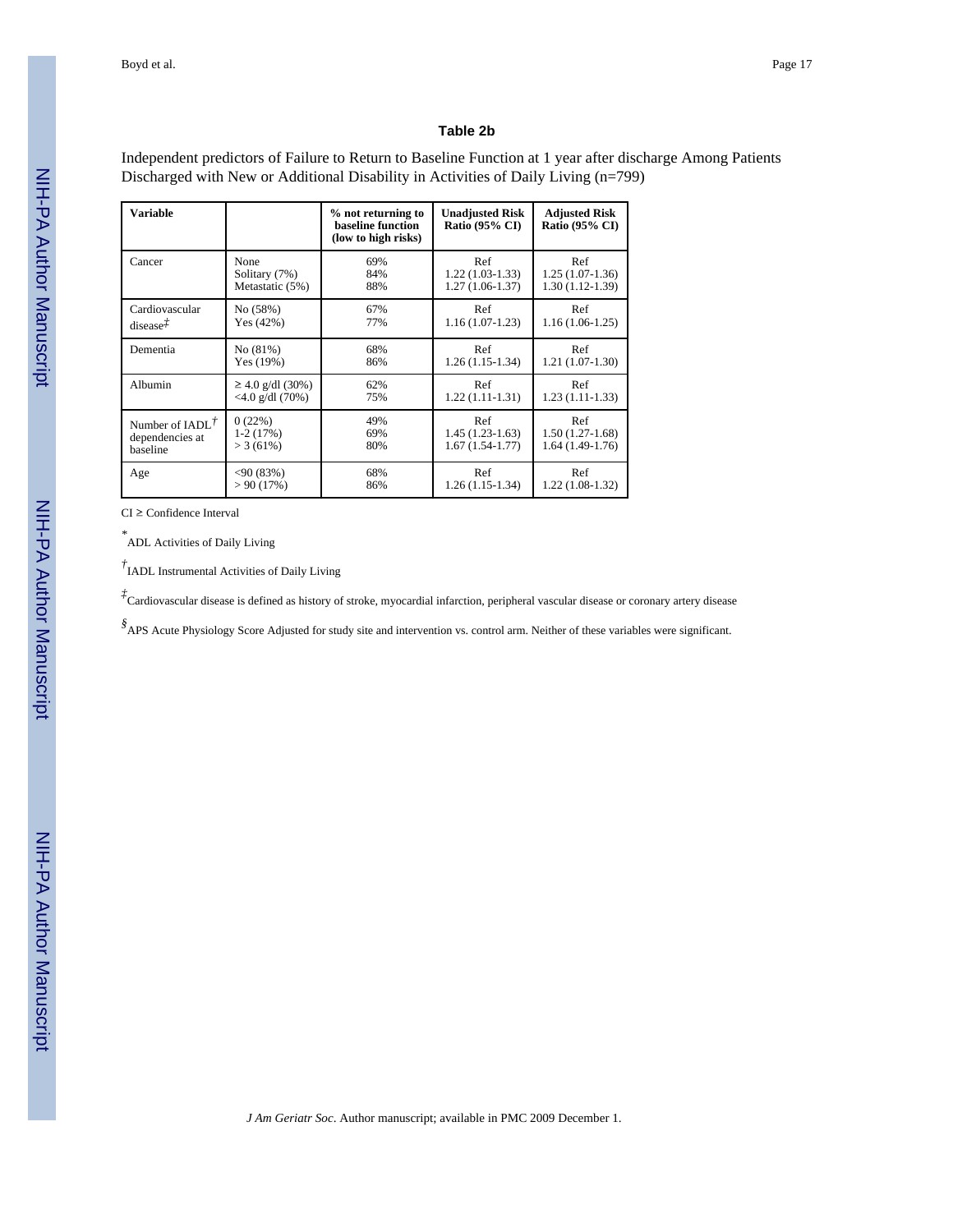### Table 2b

Independent predictors of Failure to Return to Baseline Function at 1 year after discharge Among Patients Discharged with New or Additional Disability in Activities of Daily Living (n=799)

| Variable | | % not returning to baseline function (low to high risks) | Unadjusted Risk Ratio (95% CI) | Adjusted Risk Ratio (95% CI) |
|---|---|---|---|---|
| Cancer | None<br>Solitary (7%)<br>Metastatic (5%) | 69%<br>84%<br>88% | Ref<br>1.22 (1.03-1.33)<br>1.27 (1.06-1.37) | Ref<br>1.25 (1.07-1.36)<br>1.30 (1.12-1.39) |
| Cardiovascular disease[‡] | No (58%)<br>Yes (42%) | 67%<br>77% | Ref<br>1.16 (1.07-1.23) | Ref<br>1.16 (1.06-1.25) |
| Dementia | No (81%)<br>Yes (19%) | 68%<br>86% | Ref<br>1.26 (1.15-1.34) | Ref<br>1.21 (1.07-1.30) |
| Albumin | ≥ 4.0 g/dl (30%)<br><4.0 g/dl (70%) | 62%<br>75% | Ref<br>1.22 (1.11-1.31) | Ref<br>1.23 (1.11-1.33) |
| Number of IADL[†] dependencies at baseline | 0 (22%)<br>1-2 (17%)<br>> 3 (61%) | 49%<br>69%<br>80% | Ref<br>1.45 (1.23-1.63)<br>1.67 (1.54-1.77) | Ref<br>1.50 (1.27-1.68)<br>1.64 (1.49-1.76) |
| Age | <90 (83%)<br>> 90 (17%) | 68%<br>86% | Ref<br>1.26 (1.15-1.34) | Ref<br>1.22 (1.08-1.32) |

CI ≥ Confidence Interval

[*] ADL Activities of Daily Living

[†] IADL Instrumental Activities of Daily Living

[‡] Cardiovascular disease is defined as history of stroke, myocardial infarction, peripheral vascular disease or coronary artery disease

[§] APS Acute Physiology Score Adjusted for study site and intervention vs. control arm. Neither of these variables were significant.